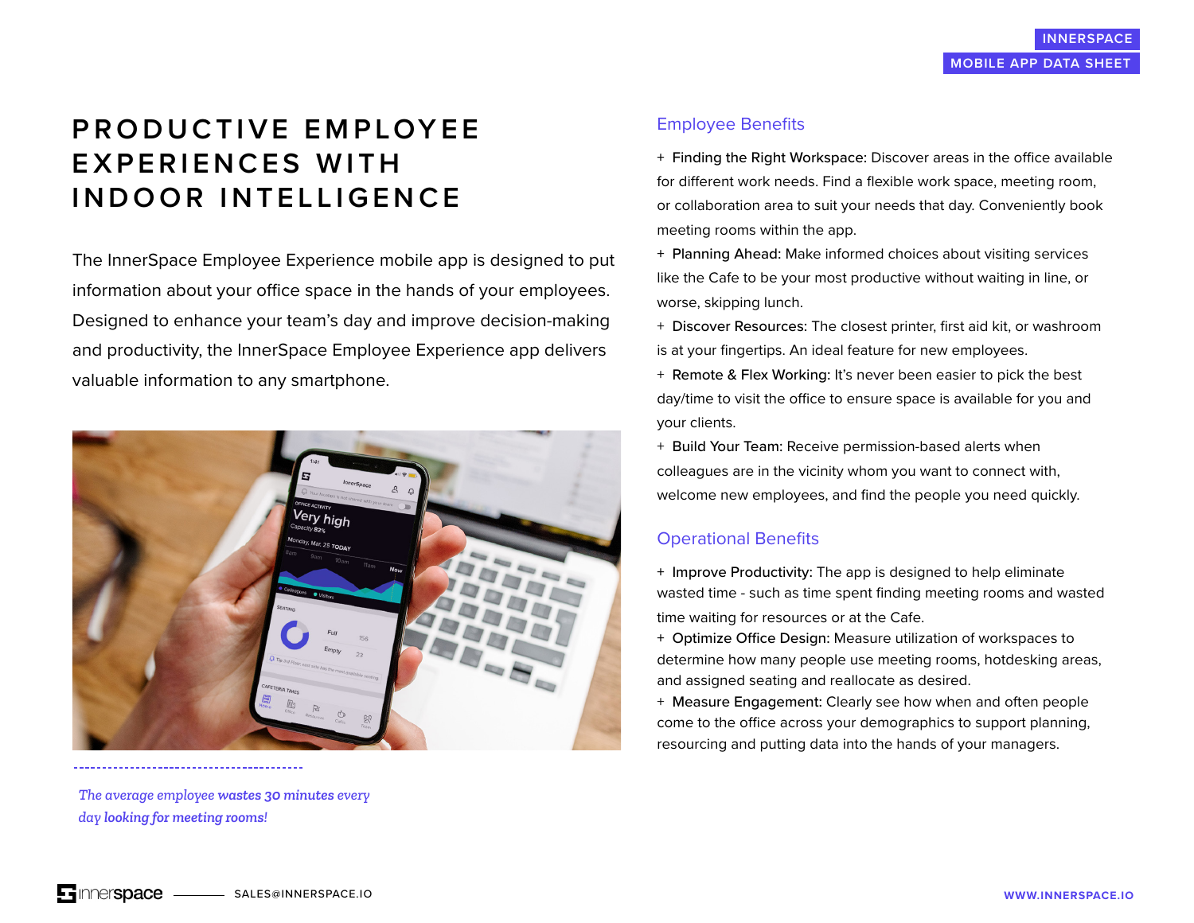INNERSPACE

MOBILE APP DATA SHEET

# PRODUCTIVE EMPLOYEE EXPERIENCES WITH INDOOR INTELLIGENCE

The InnerSpace Employee Experience mobile app is designed to put information about your office space in the hands of your employees. Designed to enhance your team's day and improve decision-making and productivity, the InnerSpace Employee Experience app delivers valuable information to any smartphone.

*The average employee **wastes 30 minutes** every day **looking for meeting rooms!***

## Employee Benefits

+ Finding the Right Workspace: Discover areas in the office available for different work needs. Find a flexible work space, meeting room, or collaboration area to suit your needs that day. Conveniently book meeting rooms within the app.
+ Planning Ahead: Make informed choices about visiting services like the Cafe to be your most productive without waiting in line, or worse, skipping lunch.
+ Discover Resources: The closest printer, first aid kit, or washroom is at your fingertips. An ideal feature for new employees.
+ Remote & Flex Working: It's never been easier to pick the best day/time to visit the office to ensure space is available for you and your clients.
+ Build Your Team: Receive permission-based alerts when colleagues are in the vicinity whom you want to connect with, welcome new employees, and find the people you need quickly.

## Operational Benefits

+ Improve Productivity: The app is designed to help eliminate wasted time - such as time spent finding meeting rooms and wasted time waiting for resources or at the Cafe.
+ Optimize Office Design: Measure utilization of workspaces to determine how many people use meeting rooms, hotdesking areas, and assigned seating and reallocate as desired.
+ Measure Engagement: Clearly see how when and often people come to the office across your demographics to support planning, resourcing and putting data into the hands of your managers.

innerspace — SALES@INNERSPACE.IO

WWW.INNERSPACE.IO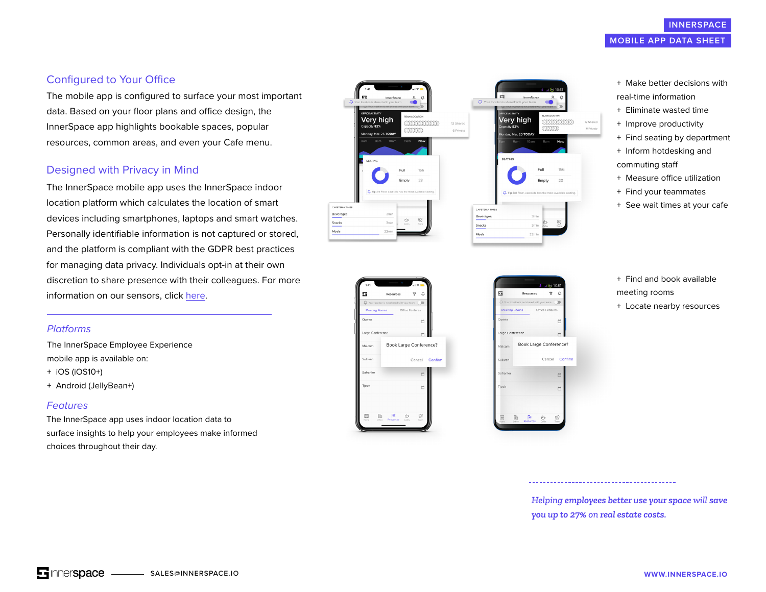INNERSPACE

MOBILE APP DATA SHEET

## Configured to Your Office

The mobile app is configured to surface your most important data. Based on your floor plans and office design, the InnerSpace app highlights bookable spaces, popular resources, common areas, and even your Cafe menu.

## Designed with Privacy in Mind

The InnerSpace mobile app uses the InnerSpace indoor location platform which calculates the location of smart devices including smartphones, laptops and smart watches. Personally identifiable information is not captured or stored, and the platform is compliant with the GDPR best practices for managing data privacy. Individuals opt-in at their own discretion to share presence with their colleagues. For more information on our sensors, click here.

---

## *Platforms*

The InnerSpace Employee Experience mobile app is available on:

+ iOS (iOS10+)
+ Android (JellyBean+)

## *Features*

The InnerSpace app uses indoor location data to surface insights to help your employees make informed choices throughout their day.

+ Make better decisions with real-time information
+ Eliminate wasted time
+ Improve productivity
+ Find seating by department
+ Inform hotdesking and commuting staff
+ Measure office utilization
+ Find your teammates
+ See wait times at your cafe

+ Find and book available meeting rooms
+ Locate nearby resources

---

*Helping **employees better use your space** will **save** you **up to 27%** on **real estate costs.***

SALES@INNERSPACE.IO

WWW.INNERSPACE.IO